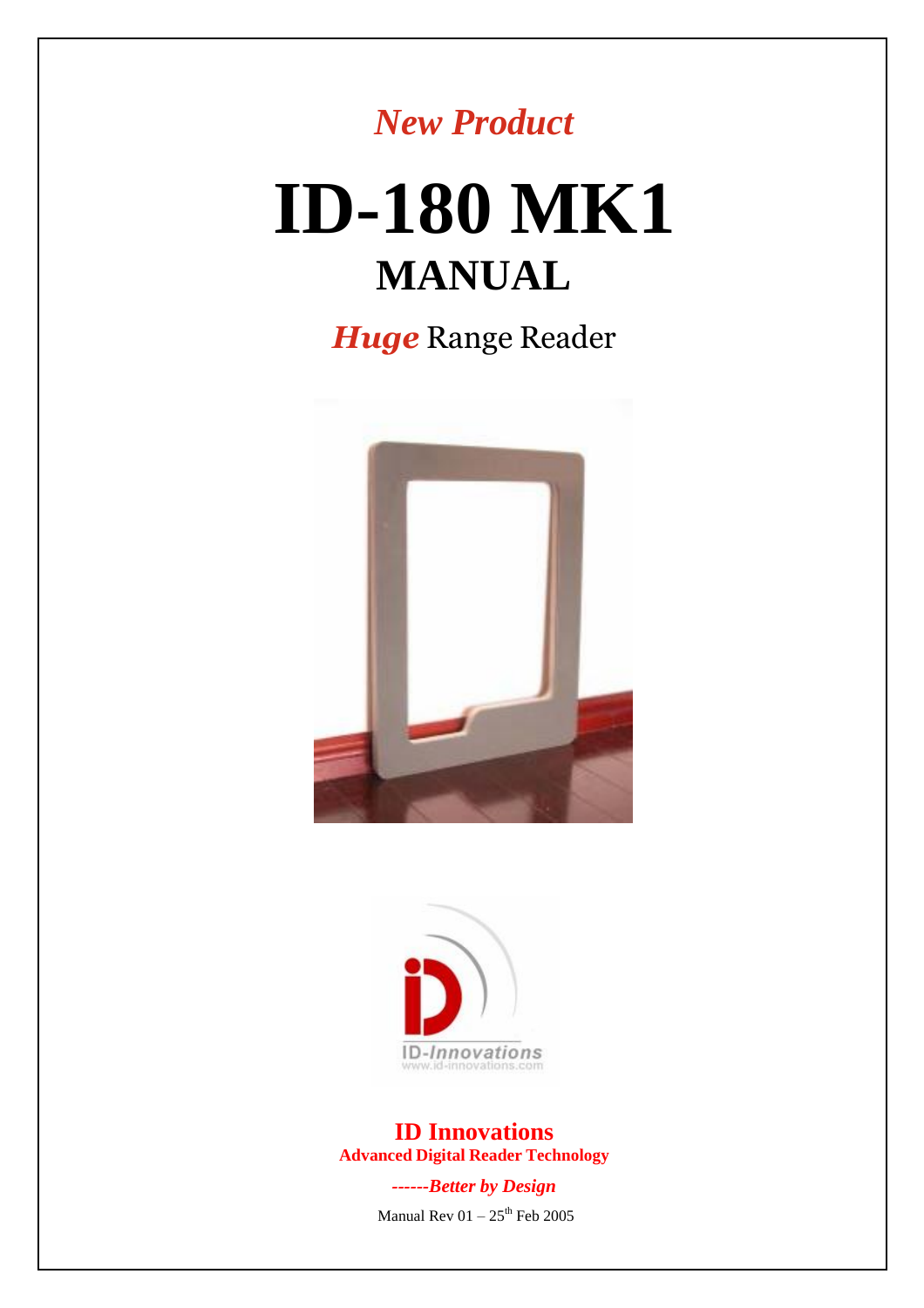*New Product*

# ID-180 MK1

## MANUAL

***Huge*** Range Reader

**ID Innovations**

**Advanced Digital Reader Technology**

***------Better by Design***

Manual Rev 01 – 25th Feb 2005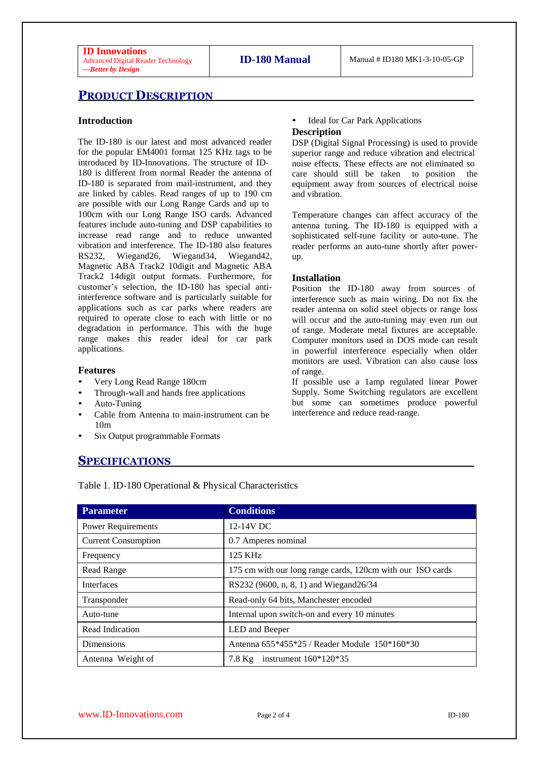## PRODUCT DESCRIPTION

### Introduction

The ID-180 is our latest and most advanced reader for the popular EM4001 format 125 KHz tags to be introduced by ID-Innovations. The structure of ID-180 is different from normal Reader the antenna of ID-180 is separated from mail-instrument, and they are linked by cables. Read ranges of up to 190 cm are possible with our Long Range Cards and up to 100cm with our Long Range ISO cards. Advanced features include auto-tuning and DSP capabilities to increase read range and to reduce unwanted vibration and interference. The ID-180 also features RS232, Wiegand26, Wiegand34, Wiegand42, Magnetic ABA Track2 10digit and Magnetic ABA Track2 14digit output formats. Furthermore, for customer's selection, the ID-180 has special anti-interference software and is particularly suitable for applications such as car parks where readers are required to operate close to each with little or no degradation in performance. This with the huge range makes this reader ideal for car park applications.

### Features

- Very Long Read Range 180cm
- Through-wall and hands free applications
- Auto-Tuning
- Cable from Antenna to main-instrument can be 10m
- Six Output programmable Formats
- Ideal for Car Park Applications

### Description

DSP (Digital Signal Processing) is used to provide superior range and reduce vibration and electrical noise effects. These effects are not eliminated so care should still be taken to position the equipment away from sources of electrical noise and vibration.

Temperature changes can affect accuracy of the antenna tuning. The ID-180 is equipped with a sophisticated self-tune facility or auto-tune. The reader performs an auto-tune shortly after power-up.

### Installation

Position the ID-180 away from sources of interference such as main wiring. Do not fix the reader antenna on solid steel objects or range loss will occur and the auto-tuning may even run out of range. Moderate metal fixtures are acceptable. Computer monitors used in DOS mode can result in powerful interference especially when older monitors are used. Vibration can also cause loss of range.

If possible use a 1amp regulated linear Power Supply. Some Switching regulators are excellent but some can sometimes produce powerful interference and reduce read-range.

## SPECIFICATIONS

Table 1. ID-180 Operational & Physical Characteristics

| Parameter | Conditions |
|---|---|
| Power Requirements | 12-14V DC |
| Current Consumption | 0.7 Amperes nominal |
| Frequency | 125 KHz |
| Read Range | 175 cm with our long range cards, 120cm with our ISO cards |
| Interfaces | RS232 (9600, n, 8, 1) and Wiegand26/34 |
| Transponder | Read-only 64 bits, Manchester encoded |
| Auto-tune | Internal upon switch-on and every 10 minutes |
| Read Indication | LED and Beeper |
| Dimensions | Antenna 655*455*25 / Reader Module 150*160*30 |
| Antenna Weight of | 7.8 Kg instrument 160*120*35 |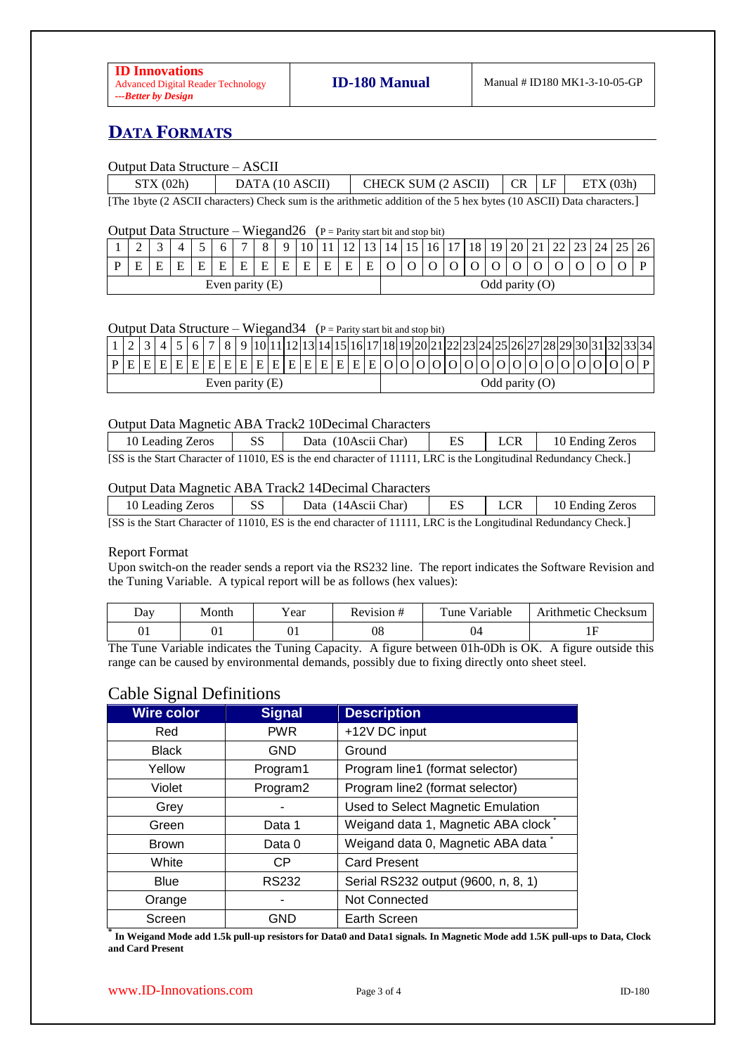## DATA FORMATS

Output Data Structure – ASCII

| STX (02h) | DATA (10 ASCII) | CHECK SUM (2 ASCII) | CR | LF | ETX (03h) |
|---|---|---|---|---|---|

[The 1byte (2 ASCII characters) Check sum is the arithmetic addition of the 5 hex bytes (10 ASCII) Data characters.]

Output Data Structure – Wiegand26 (P = Parity start bit and stop bit)

| 1 | 2 | 3 | 4 | 5 | 6 | 7 | 8 | 9 | 10 | 11 | 12 | 13 | 14 | 15 | 16 | 17 | 18 | 19 | 20 | 21 | 22 | 23 | 24 | 25 | 26 |
|---|---|---|---|---|---|---|---|---|---|---|---|---|---|---|---|---|---|---|---|---|---|---|---|---|---|
| P | E | E | E | E | E | E | E | E | E | E | E | E | O | O | O | O | O | O | O | O | O | O | O | O | P |
| Even parity (E) | | | | | | | | | | | | | Odd parity (O) | | | | | | | | | | | | |

Output Data Structure – Wiegand34 (P = Parity start bit and stop bit)

| 1 | 2 | 3 | 4 | 5 | 6 | 7 | 8 | 9 | 10 | 11 | 12 | 13 | 14 | 15 | 16 | 17 | 18 | 19 | 20 | 21 | 22 | 23 | 24 | 25 | 26 | 27 | 28 | 29 | 30 | 31 | 32 | 33 | 34 |
|---|---|---|---|---|---|---|---|---|---|---|---|---|---|---|---|---|---|---|---|---|---|---|---|---|---|---|---|---|---|---|---|---|---|
| P | E | E | E | E | E | E | E | E | E | E | E | E | E | E | E | E | O | O | O | O | O | O | O | O | O | O | O | O | O | O | O | O | P |
| Even parity (E) | | | | | | | | | | | | | | | | | Odd parity (O) | | | | | | | | | | | | | | | | |

Output Data Magnetic ABA Track2 10Decimal Characters

| 10 Leading Zeros | SS | Data (10Ascii Char) | ES | LCR | 10 Ending Zeros |
|---|---|---|---|---|---|

[SS is the Start Character of 11010, ES is the end character of 11111, LRC is the Longitudinal Redundancy Check.]

Output Data Magnetic ABA Track2 14Decimal Characters

| 10 Leading Zeros | SS | Data (14Ascii Char) | ES | LCR | 10 Ending Zeros |
|---|---|---|---|---|---|

[SS is the Start Character of 11010, ES is the end character of 11111, LRC is the Longitudinal Redundancy Check.]

Report Format

Upon switch-on the reader sends a report via the RS232 line. The report indicates the Software Revision and the Tuning Variable. A typical report will be as follows (hex values):

| Day | Month | Year | Revision # | Tune Variable | Arithmetic Checksum |
|---|---|---|---|---|---|
| 01 | 01 | 01 | 08 | 04 | 1F |

The Tune Variable indicates the Tuning Capacity. A figure between 01h-0Dh is OK. A figure outside this range can be caused by environmental demands, possibly due to fixing directly onto sheet steel.

## Cable Signal Definitions

| Wire color | Signal | Description |
|---|---|---|
| Red | PWR | +12V DC input |
| Black | GND | Ground |
| Yellow | Program1 | Program line1 (format selector) |
| Violet | Program2 | Program line2 (format selector) |
| Grey | - | Used to Select Magnetic Emulation |
| Green | Data 1 | Weigand data 1, Magnetic ABA clock * |
| Brown | Data 0 | Weigand data 0, Magnetic ABA data * |
| White | CP | Card Present |
| Blue | RS232 | Serial RS232 output (9600, n, 8, 1) |
| Orange | - | Not Connected |
| Screen | GND | Earth Screen |

**\* In Weigand Mode add 1.5k pull-up resistors for Data0 and Data1 signals. In Magnetic Mode add 1.5K pull-ups to Data, Clock and Card Present**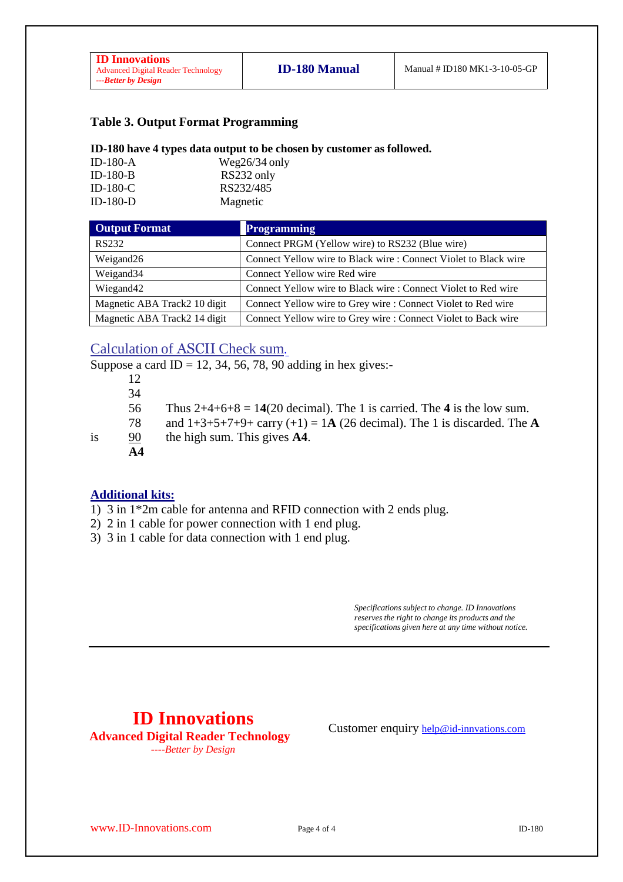## Table 3. Output Format Programming

**ID-180 have 4 types data output to be chosen by customer as followed.**

ID-180-A Weg26/34 only
ID-180-B RS232 only
ID-180-C RS232/485
ID-180-D Magnetic

| Output Format | Programming |
|---|---|
| RS232 | Connect PRGM (Yellow wire) to RS232 (Blue wire) |
| Weigand26 | Connect Yellow wire to Black wire : Connect Violet to Black wire |
| Weigand34 | Connect Yellow wire Red wire |
| Wiegand42 | Connect Yellow wire to Black wire : Connect Violet to Red wire |
| Magnetic ABA Track2 10 digit | Connect Yellow wire to Grey wire : Connect Violet to Red wire |
| Magnetic ABA Track2 14 digit | Connect Yellow wire to Grey wire : Connect Violet to Back wire |

## Calculation of ASCII Check sum.

Suppose a card ID = 12, 34, 56, 78, 90 adding in hex gives:-

12
34
56 Thus 2+4+6+8 = 1**4**(20 decimal). The 1 is carried. The **4** is the low sum.
78 and 1+3+5+7+9+ carry (+1) = 1**A** (26 decimal). The 1 is discarded. The **A** is
90 the high sum. This gives **A4**.
**A4**

## Additional kits:

1) 3 in 1*2m cable for antenna and RFID connection with 2 ends plug.
2) 2 in 1 cable for power connection with 1 end plug.
3) 3 in 1 cable for data connection with 1 end plug.

*Specifications subject to change. ID Innovations reserves the right to change its products and the specifications given here at any time without notice.*

**ID Innovations**
**Advanced Digital Reader Technology**
*----Better by Design*

Customer enquiry help@id-innvations.com